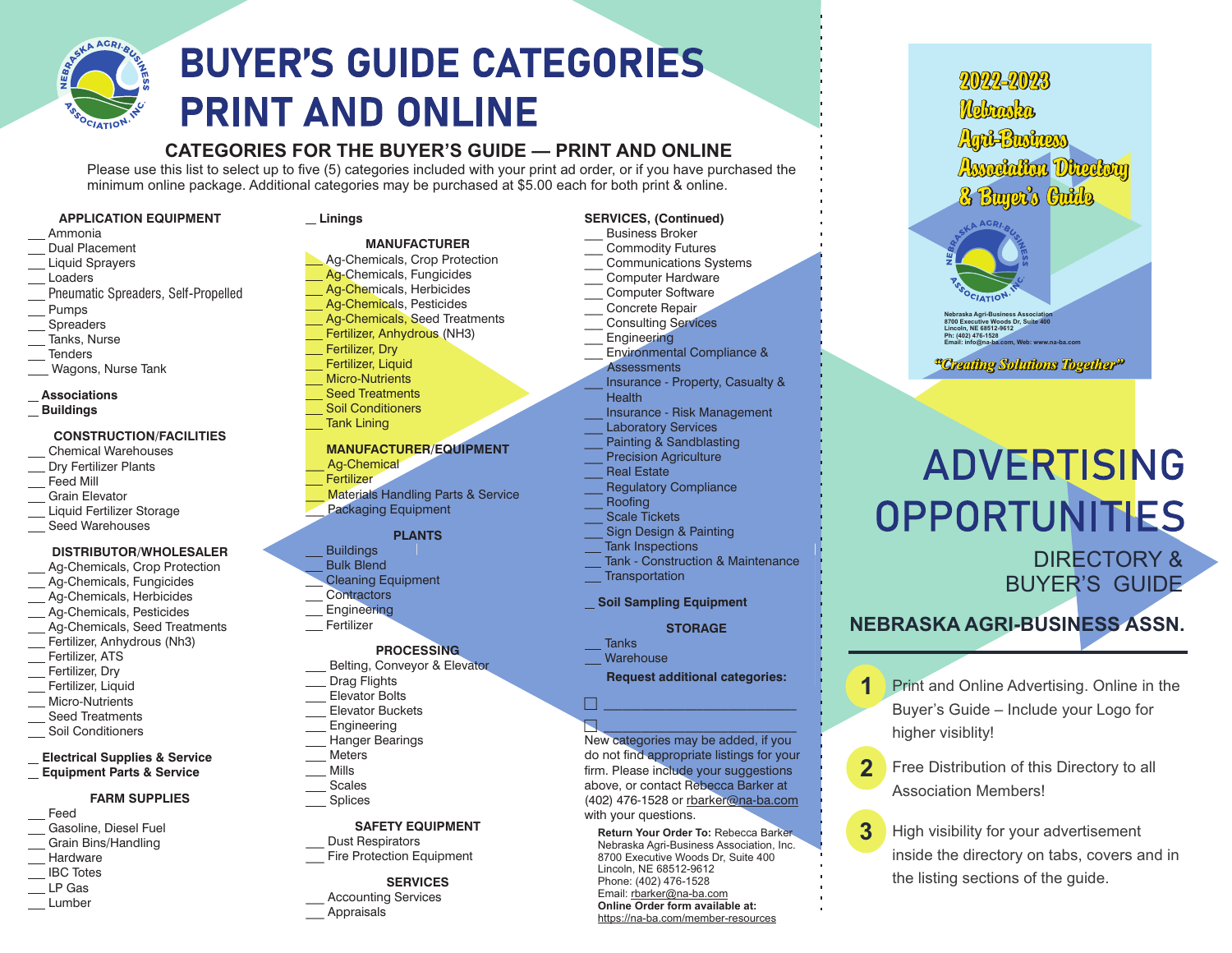# BUYER'S GUIDE CATEGORIES PRINT AND ONLINE

## CATEGORIES FOR THE BUYER'S GUIDE — PRINT AND ONLINE

Please use this list to select up to five (5) categories included with your print ad order, or if you have purchased the minimum online package. Additional categories may be purchased at $5.00 each for both print & online.

**APPLICATION EQUIPMENT**
- ___ Ammonia
- ___ Dual Placement
- ___ Liquid Sprayers
- ___ Loaders
- ___ Pneumatic Spreaders, Self-Propelled
- ___ Pumps
- ___ Spreaders
- ___ Tanks, Nurse
- ___ Tenders
- ___ Wagons, Nurse Tank

**_ Associations**

**_ Buildings**

**CONSTRUCTION/FACILITIES**
- ___ Chemical Warehouses
- ___ Dry Fertilizer Plants
- ___ Feed Mill
- ___ Grain Elevator
- ___ Liquid Fertilizer Storage
- ___ Seed Warehouses

**DISTRIBUTOR/WHOLESALER**
- ___ Ag-Chemicals, Crop Protection
- ___ Ag-Chemicals, Fungicides
- ___ Ag-Chemicals, Herbicides
- ___ Ag-Chemicals, Pesticides
- ___ Ag-Chemicals, Seed Treatments
- ___ Fertilizer, Anhydrous (Nh3)
- ___ Fertilizer, ATS
- ___ Fertilizer, Dry
- ___ Fertilizer, Liquid
- ___ Micro-Nutrients
- ___ Seed Treatments
- ___ Soil Conditioners

**_ Electrical Supplies & Service**

**_ Equipment Parts & Service**

**FARM SUPPLIES**
- ___ Feed
- ___ Gasoline, Diesel Fuel
- ___ Grain Bins/Handling
- ___ Hardware
- ___ IBC Totes
- ___ LP Gas
- ___ Lumber

**_ Linings**

**MANUFACTURER**
- ___ Ag-Chemicals, Crop Protection
- ___ Ag-Chemicals, Fungicides
- ___ Ag-Chemicals, Herbicides
- ___ Ag-Chemicals, Pesticides
- ___ Ag-Chemicals, Seed Treatments
- ___ Fertilizer, Anhydrous (NH3)
- ___ Fertilizer, Dry
- ___ Fertilizer, Liquid
- ___ Micro-Nutrients
- ___ Seed Treatments
- ___ Soil Conditioners
- ___ Tank Lining

**MANUFACTURER/EQUIPMENT**
- ___ Ag-Chemical
- ___ Fertilizer
- ___ Materials Handling Parts & Service
- ___ Packaging Equipment

**PLANTS**
- ___ Buildings
- ___ Bulk Blend
- ___ Cleaning Equipment
- ___ Contractors
- ___ Engineering
- ___ Fertilizer

**PROCESSING**
- ___ Belting, Conveyor & Elevator
- ___ Drag Flights
- ___ Elevator Bolts
- ___ Elevator Buckets
- ___ Engineering
- ___ Hanger Bearings
- ___ Meters
- ___ Mills
- ___ Scales
- ___ Splices

**SAFETY EQUIPMENT**
- ___ Dust Respirators
- ___ Fire Protection Equipment

**SERVICES**
- ___ Accounting Services
- ___ Appraisals

**SERVICES, (Continued)**
- ___ Business Broker
- ___ Commodity Futures
- ___ Communications Systems
- ___ Computer Hardware
- ___ Computer Software
- ___ Concrete Repair
- ___ Consulting Services
- ___ Engineering
- ___ Environmental Compliance & Assessments
- ___ Insurance - Property, Casualty & Health
- ___ Insurance - Risk Management
- ___ Laboratory Services
- ___ Painting & Sandblasting
- ___ Precision Agriculture
- ___ Real Estate
- ___ Regulatory Compliance
- ___ Roofing
- ___ Scale Tickets
- ___ Sign Design & Painting
- ___ Tank Inspections
- ___ Tank - Construction & Maintenance
- ___ Transportation

**_ Soil Sampling Equipment**

**STORAGE**
- ___ Tanks
- ___ Warehouse

**Request additional categories:**

☐ ___________________________

☐ ___________________________

New categories may be added, if you do not find appropriate listings for your firm. Please include your suggestions above, or contact Rebecca Barker at (402) 476-1528 or rbarker@na-ba.com with your questions.

**Return Your Order To:** Rebecca Barker
Nebraska Agri-Business Association, Inc.
8700 Executive Woods Dr, Suite 400
Lincoln, NE 68512-9612
Phone: (402) 476-1528
Email: rbarker@na-ba.com
**Online Order form available at:**
https://na-ba.com/member-resources

---

2022-2023 Nebraska Agri-Business Association Directory & Buyer's Guide

Nebraska Agri-Business Association
8700 Executive Woods Dr, Suite 400
Lincoln, NE 68512-9612
Ph: (402) 476-1528
Email: info@na-ba.com, Web: www.na-ba.com

"Creating Solutions Together"

# ADVERTISING OPPORTUNITIES

## DIRECTORY & BUYER'S GUIDE

### NEBRASKA AGRI-BUSINESS ASSN.

1. Print and Online Advertising. Online in the Buyer's Guide – Include your Logo for higher visiblity!
2. Free Distribution of this Directory to all Association Members!
3. High visibility for your advertisement inside the directory on tabs, covers and in the listing sections of the guide.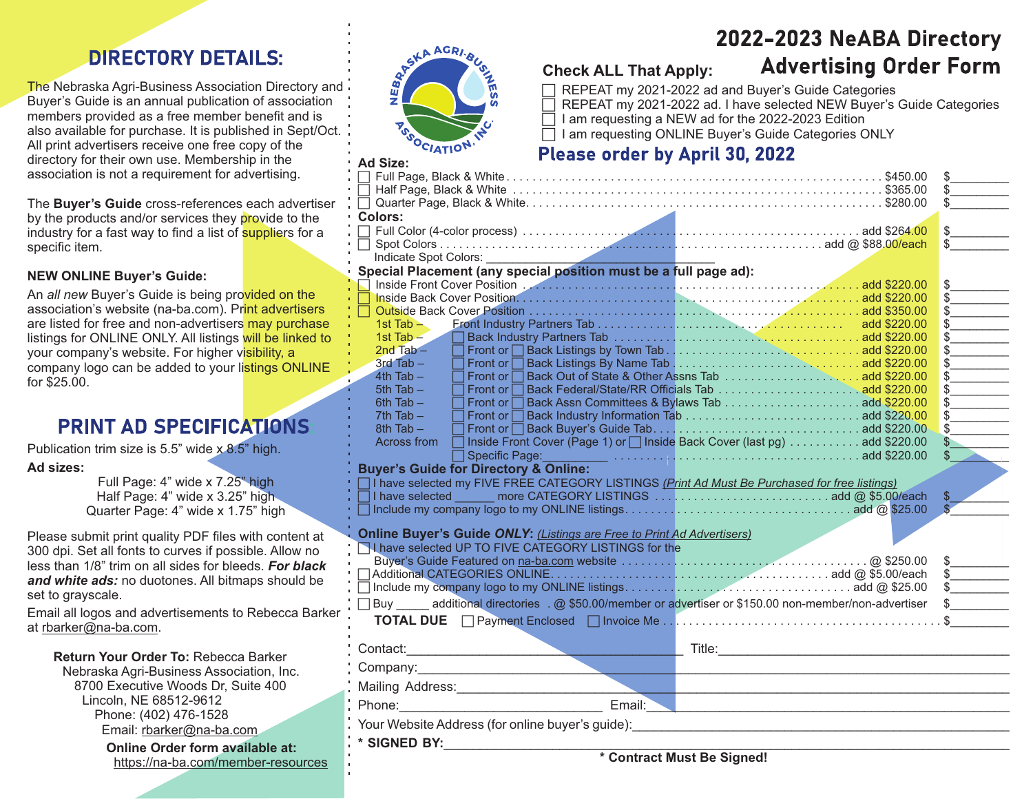## DIRECTORY DETAILS:

The Nebraska Agri-Business Association Directory and Buyer's Guide is an annual publication of association members provided as a free member benefit and is also available for purchase. It is published in Sept/Oct. All print advertisers receive one free copy of the directory for their own use. Membership in the association is not a requirement for advertising.

The **Buyer's Guide** cross-references each advertiser by the products and/or services they provide to the industry for a fast way to find a list of suppliers for a specific item.

**NEW ONLINE Buyer's Guide:**

An *all new* Buyer's Guide is being provided on the association's website (na-ba.com). Print advertisers are listed for free and non-advertisers may purchase listings for ONLINE ONLY. All listings will be linked to your company's website. For higher visibility, a company logo can be added to your listings ONLINE for $25.00.

## PRINT AD SPECIFICATIONS:

Publication trim size is 5.5" wide x 8.5" high.

**Ad sizes:**

Full Page: 4" wide x 7.25" high
Half Page: 4" wide x 3.25" high
Quarter Page: 4" wide x 1.75" high

Please submit print quality PDF files with content at 300 dpi. Set all fonts to curves if possible. Allow no less than 1/8" trim on all sides for bleeds. ***For black and white ads:*** no duotones. All bitmaps should be set to grayscale.

Email all logos and advertisements to Rebecca Barker at rbarker@na-ba.com.

**Return Your Order To:** Rebecca Barker
Nebraska Agri-Business Association, Inc.
8700 Executive Woods Dr, Suite 400
Lincoln, NE 68512-9612
Phone: (402) 476-1528
Email: rbarker@na-ba.com

**Online Order form available at:**
https://na-ba.com/member-resources

# 2022-2023 NeABA Directory Advertising Order Form

NEBRASKA AGRI-BUSINESS ASSOCIATION, INC.

**Check ALL That Apply:**

- ☐ REPEAT my 2021-2022 ad and Buyer's Guide Categories
- ☐ REPEAT my 2021-2022 ad. I have selected NEW Buyer's Guide Categories
- ☐ I am requesting a NEW ad for the 2022-2023 Edition
- ☐ I am requesting ONLINE Buyer's Guide Categories ONLY

**Please order by April 30, 2022**

**Ad Size:**

- ☐ Full Page, Black & White . . . . . $450.00 $________
- ☐ Half Page, Black & White . . . . . $365.00 $________
- ☐ Quarter Page, Black & White. . . . . $280.00 $________

**Colors:**

- ☐ Full Color (4-color process) . . . . . add $264.00 $________
- ☐ Spot Colors . . . . . add @ $88.00/each $________
  Indicate Spot Colors: ______________________________

**Special Placement (any special position must be a full page ad):**

- ☐ Inside Front Cover Position . . . . . add $220.00 $________
- ☐ Inside Back Cover Position. . . . . add $220.00 $________
- ☐ Outside Back Cover Position . . . . . add $350.00 $________
  - 1st Tab – Front Industry Partners Tab . . . . . add $220.00 $________
  - 1st Tab – ☐ Back Industry Partners Tab . . . . . add $220.00 $________
  - 2nd Tab – ☐ Front or ☐ Back Listings by Town Tab. . . . . add $220.00 $________
  - 3rd Tab – ☐ Front or ☐ Back Listings By Name Tab . . . . . add $220.00 $________
  - 4th Tab – ☐ Front or ☐ Back Out of State & Other Assns Tab . . . . . add $220.00 $________
  - 5th Tab – ☐ Front or ☐ Back Federal/State/RR Officials Tab . . . . . add $220.00 $________
  - 6th Tab – ☐ Front or ☐ Back Assn Committees & Bylaws Tab . . . . . add $220.00 $________
  - 7th Tab – ☐ Front or ☐ Back Industry Information Tab . . . . . add $220.00 $________
  - 8th Tab – ☐ Front or ☐ Back Buyer's Guide Tab. . . . . add $220.00 $________
  - Across from ☐ Inside Front Cover (Page 1) or ☐ Inside Back Cover (last pg) . . . . . add $220.00 $________
  - ☐ Specific Page:_________ . . . . . add $220.00 $________

**Buyer's Guide for Directory & Online:**

- ☐ I have selected my FIVE FREE CATEGORY LISTINGS *(Print Ad Must Be Purchased for free listings)*
- ☐ I have selected ______ more CATEGORY LISTINGS . . . . . add @ $5.00/each $________
- ☐ Include my company logo to my ONLINE listings. . . . . add @ $25.00 $________

**Online Buyer's Guide *ONLY*:** *(Listings are Free to Print Ad Advertisers)*

- ☐ I have selected UP TO FIVE CATEGORY LISTINGS for the Buyer's Guide Featured on na-ba.com website . . . . . @ $250.00 $________
- ☐ Additional CATEGORIES ONLINE. . . . . add @ $5.00/each $________
- ☐ Include my company logo to my ONLINE listings. . . . . add @ $25.00 $________

☐ Buy _____ additional directories . @ $50.00/member or advertiser or $150.00 non-member/non-advertiser $________

**TOTAL DUE** ☐ Payment Enclosed ☐ Invoice Me . . . . . $________

Contact:______________________________ Title:______________________________

Company:______________________________

Mailing Address:______________________________

Phone:______________________ Email:______________________________

Your Website Address (for online buyer's guide):______________________________

**\* SIGNED BY:**______________________________

**\* Contract Must Be Signed!**